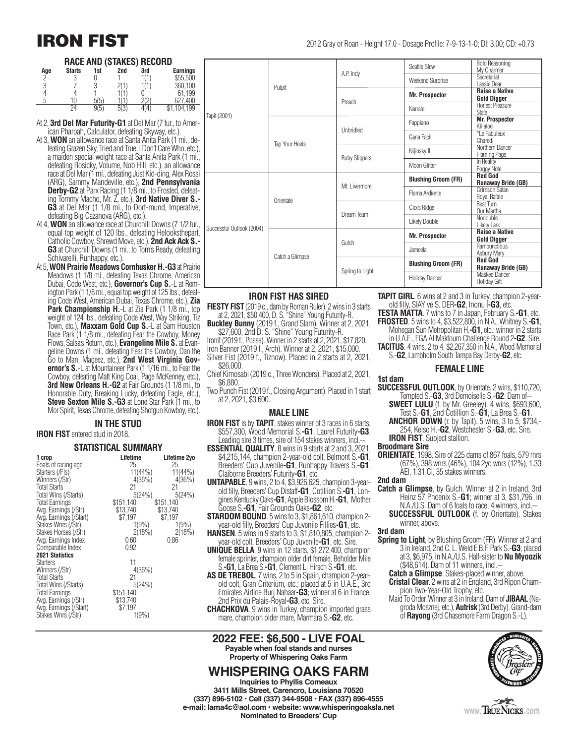# IRON FIST

2012 Gray or Roan - Height 17.0 - Dosage Profile: 7-9-13-1-0; DI: 3.00; CD: +0.73

## RACE AND (STAKES) RECORD

| Age | Starts | 1st | 2nd | 3rd | Earnings |
|---|---|---|---|---|---|
| 2 | 3 | 0 | 1 | 1(1) | $55,500 |
| 3 | 7 | 3 | 2(1) | 1(1) | 360,100 |
| 4 | 4 | 1 | 1(1) | 0 | 61,199 |
| 5 | 10 | 5(5) | 1(1) | 2(2) | 627,400 |
| | 24 | 9(5) | 5(3) | 4(4) | $1,104,199 |

At 2, **3rd Del Mar Futurity-G1** at Del Mar (7 fur., to American Pharoah, Calculator, defeating Skyway, etc.).

At 3, **WON** an allowance race at Santa Anita Park (1 mi., defeating Grazen Sky, Tried and True, I Don't Care Who, etc.), a maiden special weight race at Santa Anita Park (1 mi., defeating Rosicky, Volume, Nob Hill, etc.), an allowance race at Del Mar (1 mi., defeating Just Kid-ding, Alex Rossi (ARG), Sammy Mandeville, etc.), **2nd Pennsylvania Derby-G2** at Parx Racing (1 1/8 mi., to Frosted, defeating Tommy Macho, Mr. Z, etc.), **3rd Native Diver S.-G3** at Del Mar (1 1/8 mi., to Dort-mund, Imperative, defeating Big Cazanova (ARG), etc.).

At 4, **WON** an allowance race at Churchill Downs (7 1/2 fur., equal top weight of 120 lbs., defeating Helooksthepart, Catholic Cowboy, Shrewd Move, etc.), **2nd Ack Ack S.-G3** at Churchill Downs (1 mi., to Tom's Ready, defeating Schivarelli, Runhappy, etc.).

At 5, **WON Prairie Meadows Cornhusker H.-G3** at Prairie Meadows (1 1/8 mi., defeating Texas Chrome, American Dubai, Code West, etc.), **Governor's Cup S.**-L at Remington Park (1 1/8 mi., equal top weight of 125 lbs., defeating Code West, American Dubai, Texas Chrome, etc.), **Zia Park Championship H.**-L at Zia Park (1 1/8 mi., top weight of 124 lbs., defeating Code West, Way Striking, Tiz Town, etc.), **Maxxam Gold Cup S.**-L at Sam Houston Race Park (1 1/8 mi., defeating Fear the Cowboy, Money Flows, Salsa's Return, etc.), **Evangeline Mile S.** at Evangeline Downs (1 mi., defeating Fear the Cowboy, Dan the Go to Man, Mageez, etc.), **2nd West Virginia Governor's S.**-L at Mountaineer Park (1 1/16 mi., to Fear the Cowboy, defeating Matt King Coal, Page McKenney, etc.), **3rd New Orleans H.-G2** at Fair Grounds (1 1/8 mi., to Honorable Duty, Breaking Lucky, defeating Eagle, etc.), **Steve Sexton Mile S.-G3** at Lone Star Park (1 mi., to Mor Spirit, Texas Chrome, defeating Shotgun Kowboy, etc.).

## IN THE STUD

**IRON FIST** entered stud in 2018.

## STATISTICAL SUMMARY

| 1 crop | Lifetime | Lifetime 2yo |
|---|---|---|
| Foals of racing age | 25 | 25 |
| Starters (/Fls) | 11(44%) | 11(44%) |
| Winners (/Str) | 4(36%) | 4(36%) |
| Total Starts | 21 | 21 |
| Total Wins (/Starts) | 5(24%) | 5(24%) |
| Total Earnings | $151,140 | $151,140 |
| Avg. Earnings (/Str) | $13,740 | $13,740 |
| Avg. Earnings (/Start) | $7,197 | $7,197 |
| Stakes Wnrs (/Str) | 1(9%) | 1(9%) |
| Stakes Horses (/Str) | 2(18%) | 2(18%) |
| Avg. Earnings Index | 0.60 | 0.86 |
| Comparable Index | 0.92 | |
| **2021 Statistics** | | |
| Starters | 11 | |
| Winners (/Str) | 4(36%) | |
| Total Starts | 21 | |
| Total Wins (/Starts) | 5(24%) | |
| Total Earnings | $151,140 | |
| Avg. Earnings (/Str) | $13,740 | |
| Avg. Earnings (/Start) | $7,197 | |
| Stakes Wnrs (/Str) | 1(9%) | |

## PEDIGREE

| | | | | |
|---|---|---|---|---|
| Tapit (2001) | Pulpit | A.P. Indy | Seattle Slew | Bold Reasoning / My Charmer |
| | | | Weekend Surprise | Secretariat / Lassie Dear |
| | | Preach | **Mr. Prospector** | **Raise a Native / Gold Digger** |
| | | | Narrate | Honest Pleasure / State |
| | Tap Your Heels | Unbridled | Fappiano | **Mr. Prospector** / Killaloe |
| | | | Gana Facil | *Le Fabuleux / Charedi |
| | | Ruby Slippers | Nijinsky II | Northern Dancer / Flaming Page |
| | | | Moon Glitter | In Reality / Foggy Note |
| Successful Outlook (2004) | Orientate | Mt. Livermore | **Blushing Groom (FR)** | **Red God / Runaway Bride (GB)** |
| | | | Flama Ardiente | Crimson Satan / Royal Rafale |
| | | Dream Team | Cox's Ridge | Best Turn / Our Martha |
| | | | Likely Double | Nodouble / Likely Lark |
| | Catch a Glimpse | Gulch | **Mr. Prospector** | **Raise a Native / Gold Digger** |
| | | | Jameela | Rambunctious / Asbury Mary |
| | | Spring to Light | **Blushing Groom (FR)** | **Red God / Runaway Bride (GB)** |
| | | | Holiday Dancer | Masked Dancer / Holiday Gift |

## IRON FIST HAS SIRED

**FIESTY FIST** (2019 c., dam by Roman Ruler). 2 wins in 3 starts at 2, 2021, $50,400, D. S. "Shine" Young Futurity-R.

**Buckley Bunny** (2019 f., Grand Slam). Winner at 2, 2021, $27,600, 2nd D. S. "Shine" Young Futurity-R.

Ironit (2019 f., Posse). Winner in 2 starts at 2, 2021, $17,820.

Iron Banner (2019 f., Arch). Winner at 2, 2021, $15,000.

Silver Fist (2019 f., Tiznow). Placed in 2 starts at 2, 2021, $26,000.

Chief Kimosabi (2019 c., Three Wonders). Placed at 2, 2021, $6,880.

Two Punch Fist (2019 f., Closing Argument). Placed in 1 start at 2, 2021, $3,600.

## MALE LINE

**IRON FIST** is by **TAPIT**, stakes winner of 3 races in 6 starts, $557,300, Wood Memorial S.-**G1**, Laurel Futurity-**G3**. Leading sire 3 times, sire of 154 stakes winners, incl.--

**ESSENTIAL QUALITY**. 8 wins in 9 starts at 2 and 3, 2021, $4,215,144, champion 2-year-old colt, Belmont S.-**G1**, Breeders' Cup Juvenile-**G1**, Runhappy Travers S.-**G1**, Claiborne Breeders' Futurity-**G1**, etc.

**UNTAPABLE**. 9 wins, 2 to 4, $3,926,625, champion 3-year-old filly, Breeders' Cup Distaff-**G1**, Cotillion S.-**G1**, Longines Kentucky Oaks-**G1**, Apple Blossom H.-**G1**, Mother Goose S.-**G1**, Fair Grounds Oaks-**G2**, etc.

**STARDOM BOUND**. 5 wins to 3, $1,861,610, champion 2-year-old filly, Breeders' Cup Juvenile Fillies-**G1**, etc.

**HANSEN**. 5 wins in 9 starts to 3, $1,810,805, champion 2-year-old colt, Breeders' Cup Juvenile-**G1**, etc. Sire.

**UNIQUE BELLA**. 9 wins in 12 starts, $1,272,400, champion female sprinter, champion older dirt female, Beholder Mile S.-**G1**, La Brea S.-**G1**, Clement L. Hirsch S.-**G1**, etc.

**AS DE TREBOL**. 7 wins, 2 to 5 in Spain, champion 2-year-old colt, Gran Criterium, etc.; placed at 5 in U.A.E., 3rd Emirates Airline Burj Nahaar-**G3**; winner at 6 in France, 2nd Prix du Palais-Royal-**G3**, etc. Sire.

**CHACHKOVA**. 9 wins in Turkey, champion imported grass mare, champion older mare, Marmara S.-**G2**, etc.

**TAPIT GIRL**. 6 wins at 2 and 3 in Turkey, champion 2-year-old filly, SIAY ve S. DER-**G2**, Inonu I-**G3**, etc.

**TESTA MATTA**. 7 wins to 7 in Japan, February S.-**G1**, etc.

**FROSTED**. 5 wins to 4, $3,522,800, in N.A., Whitney S.-**G1**, Mohegan Sun Metropolitan H.-**G1**, etc.; winner in 2 starts in U.A.E., EGA Al Maktoum Challenge Round 2-**G2**. Sire.

**TACITUS**. 4 wins, 2 to 4, $2,267,350 in N.A., Wood Memorial S.-**G2**, Lambholm South Tampa Bay Derby-**G2**, etc.

## FEMALE LINE

**1st dam**

**SUCCESSFUL OUTLOOK**, by Orientate. 2 wins, $110,720, Tempted S.-**G3**, 3rd Demoiselle S.-**G2**. Dam of--

**SWEET LULU** (f. by Mr. Greeley). 4 wins, $693,600, Test S.-**G1**, 2nd Cotillion S.-**G1**, La Brea S.-**G1**.

**ANCHOR DOWN** (r. by Tapit). 5 wins, 3 to 5, $734,254, Kelso H.-**G2**, Westchester S.-**G3**, etc. Sire.

**IRON FIST**. Subject stallion.

**Broodmare Sire**

**ORIENTATE**, 1998. Sire of 225 dams of 867 foals, 579 rnrs (67%), 398 wnrs (46%), 104 2yo wnrs (12%), 1.33 AEI, 1.31 CI, 35 stakes winners.

**2nd dam**

**Catch a Glimpse**, by Gulch. Winner at 2 in Ireland, 3rd Heinz 57 Phoenix S.-**G1**; winner at 3, $31,796, in N.A./U.S. Dam of 6 foals to race, 4 winners, incl.--

**SUCCESSFUL OUTLOOK** (f. by Orientate). Stakes winner, above.

**3rd dam**

**Spring to Light**, by Blushing Groom (FR). Winner at 2 and 3 in Ireland, 2nd C. L. Weld E.B.F. Park S.-**G3**; placed at 3, $6,975, in N.A./U.S. Half-sister to **Nu Myoozik** ($48,614). Dam of 11 winners, incl.--

**Catch a Glimpse**. Stakes-placed winner, above.

**Cristal Clear**. 2 wins at 2 in England, 3rd Ripon Champion Two-Year-Old Trophy, etc.

Maid To Order. Winner at 3 in Ireland. Dam of **JIBAAL** (Nagroda Mosznej, etc.), **Autrisk** (3rd Derby). Granddam of **Rayong** (3rd Chasemore Farm Dragon S.-L).

## 2022 FEE: $6,500 - LIVE FOAL

**Payable when foal stands and nurses**

**Property of Whispering Oaks Farm**

## WHISPERING OAKS FARM

**Inquiries to Phyllis Comeaux**

**3411 Mills Street, Carencro, Louisiana 70520**

**(337) 896-5102 • Cell (337) 344-9508 • FAX (337) 896-4555**

**e-mail: lama4c@aol.com • website: www.whisperingoaksla.net**

**Nominated to Breeders' Cup**

www.TrueNicks.com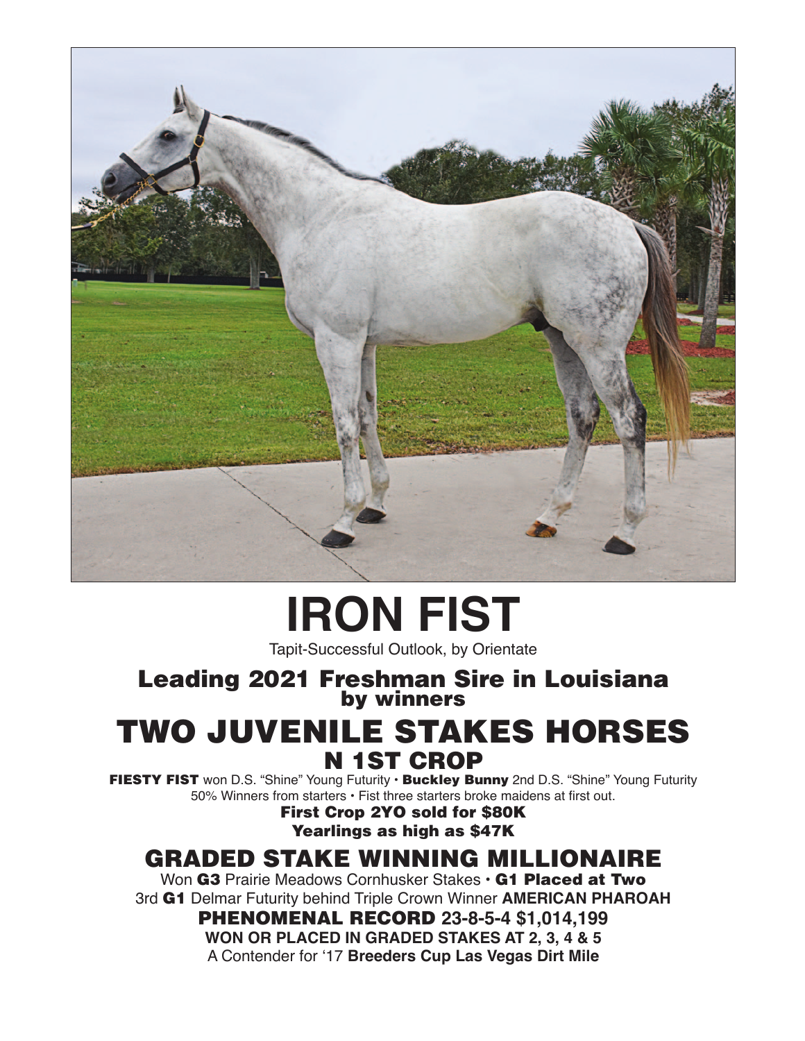# IRON FIST

Tapit-Successful Outlook, by Orientate

## Leading 2021 Freshman Sire in Louisiana by winners

## TWO JUVENILE STAKES HORSES N 1ST CROP

**FIESTY FIST** won D.S. "Shine" Young Futurity • **Buckley Bunny** 2nd D.S. "Shine" Young Futurity

50% Winners from starters • Fist three starters broke maidens at first out.

**First Crop 2YO sold for $80K**

**Yearlings as high as $47K**

## GRADED STAKE WINNING MILLIONAIRE

Won **G3** Prairie Meadows Cornhusker Stakes • **G1 Placed at Two**

3rd **G1** Delmar Futurity behind Triple Crown Winner **AMERICAN PHAROAH**

**PHENOMENAL RECORD 23-8-5-4 $1,014,199**

**WON OR PLACED IN GRADED STAKES AT 2, 3, 4 & 5**

A Contender for '17 **Breeders Cup Las Vegas Dirt Mile**